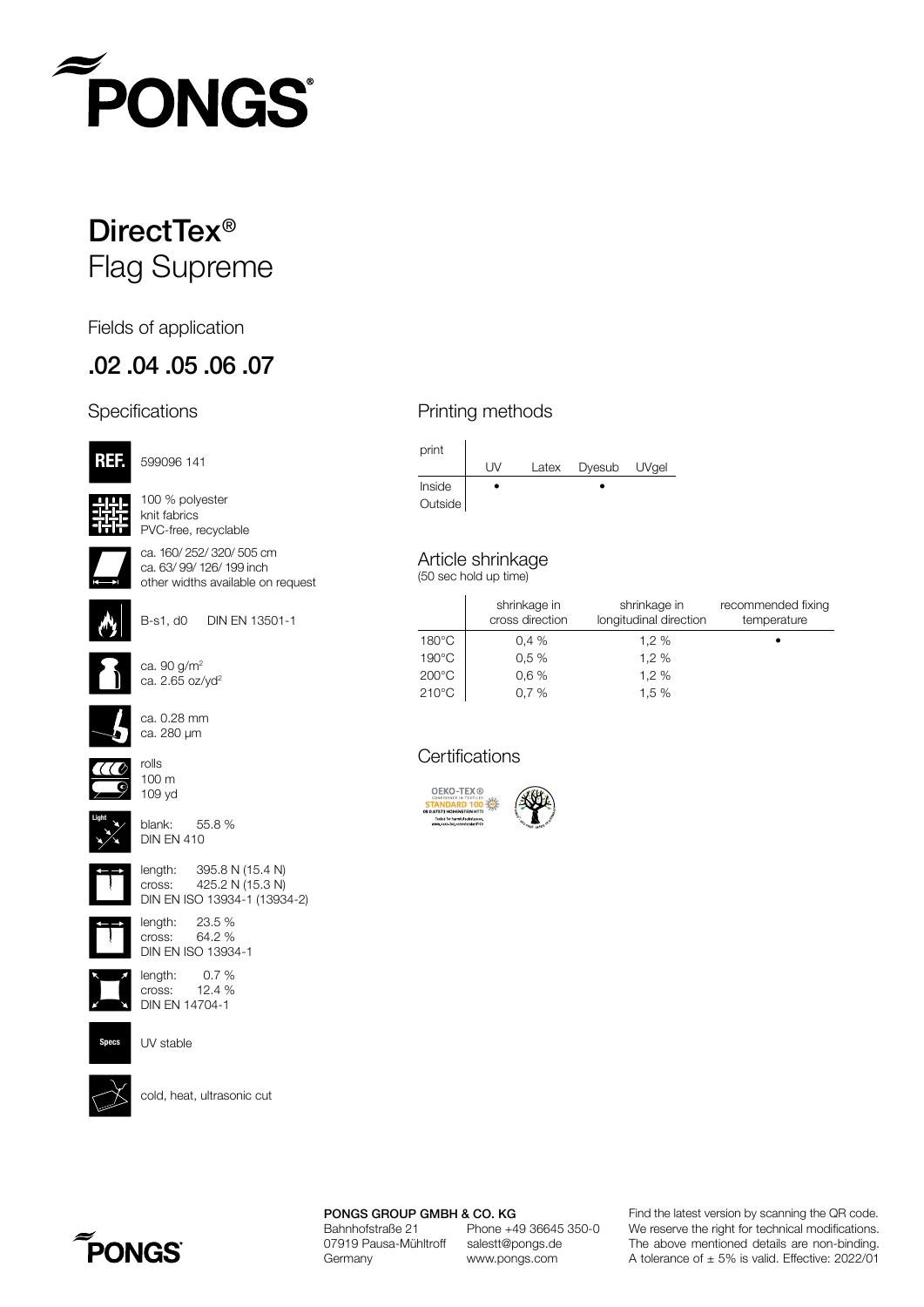# DirectTex®

## Flag Supreme

Fields of application

## .02 .04 .05 .06 .07

### Specifications

REF. 599096 141

100 % polyester
knit fabrics
PVC-free, recyclable

ca. 160/ 252/ 320/ 505 cm
ca. 63/ 99/ 126/ 199 inch
other widths available on request

B-s1, d0 DIN EN 13501-1

ca. 90 g/m²
ca. 2.65 oz/yd²

ca. 0.28 mm
ca. 280 µm

rolls
100 m
109 yd

Light
blank: 55.8 %
DIN EN 410

length: 395.8 N (15.4 N)
cross: 425.2 N (15.3 N)
DIN EN ISO 13934-1 (13934-2)

length: 23.5 %
cross: 64.2 %
DIN EN ISO 13934-1

length: 0.7 %
cross: 12.4 %
DIN EN 14704-1

Specs
UV stable

cold, heat, ultrasonic cut

### Printing methods

| print | UV | Latex | Dyesub | UVgel |
|---|---|---|---|---|
| Inside | • | | • | |
| Outside | | | | |

### Article shrinkage

(50 sec hold up time)

| | shrinkage in cross direction | shrinkage in longitudinal direction | recommended fixing temperature |
|---|---|---|---|
| 180°C | 0,4 % | 1,2 % | • |
| 190°C | 0,5 % | 1,2 % | |
| 200°C | 0,6 % | 1,2 % | |
| 210°C | 0,7 % | 1,5 % | |

### Certifications

OEKO-TEX® STANDARD 100

**PONGS GROUP GMBH & CO. KG**
Bahnhofstraße 21
07919 Pausa-Mühltroff
Germany

Phone +49 36645 350-0
salestt@pongs.de
www.pongs.com

Find the latest version by scanning the QR code.
We reserve the right for technical modifications.
The above mentioned details are non-binding.
A tolerance of ± 5% is valid. Effective: 2022/01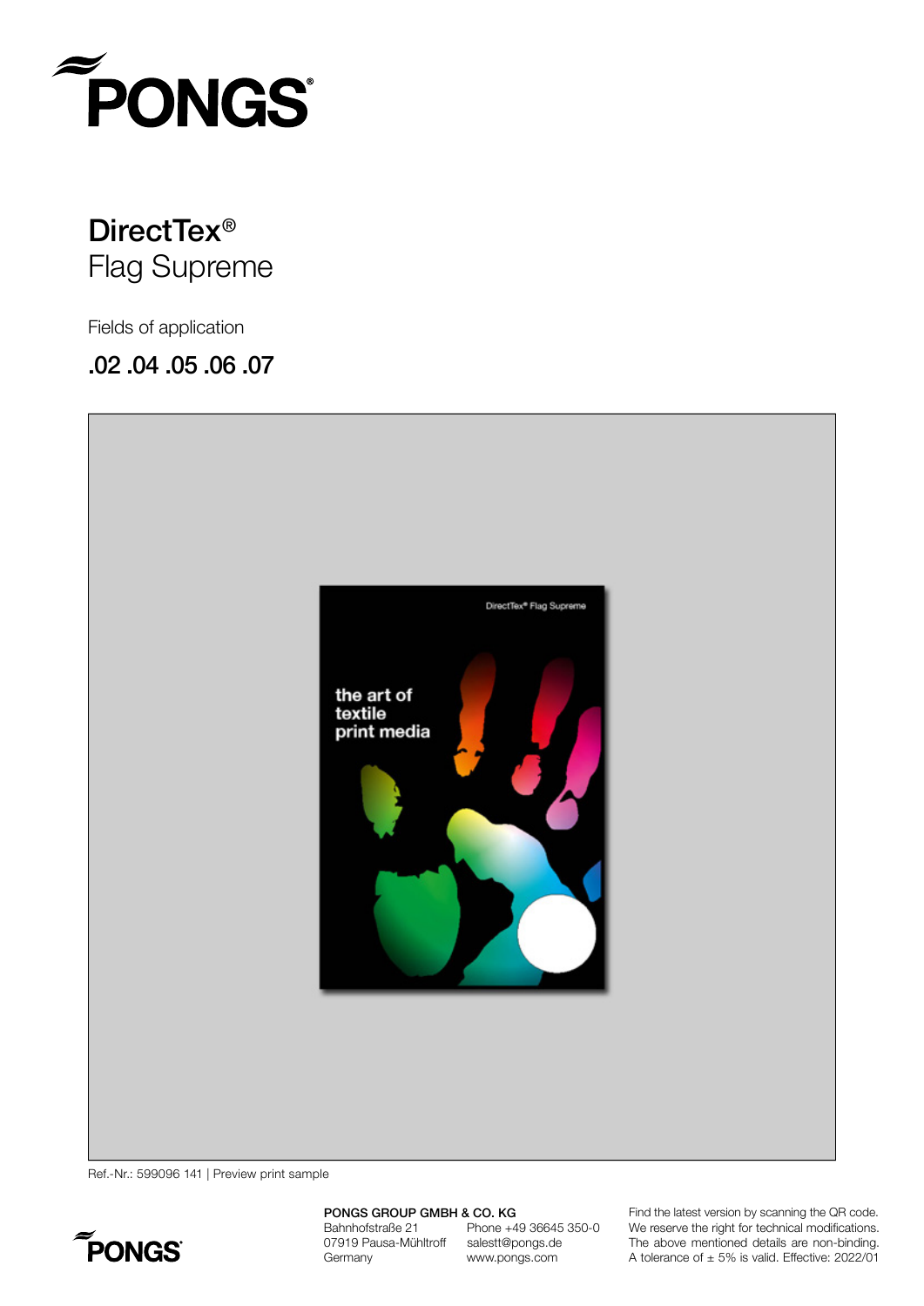# PONGS

## DirectTex®
Flag Supreme

Fields of application

**.02 .04 .05 .06 .07**

Ref.-Nr.: 599096 141 | Preview print sample

**PONGS GROUP GMBH & CO. KG**
Bahnhofstraße 21
07919 Pausa-Mühltroff
Germany

Phone +49 36645 350-0
salestt@pongs.de
www.pongs.com

Find the latest version by scanning the QR code.
We reserve the right for technical modifications.
The above mentioned details are non-binding.
A tolerance of ± 5% is valid. Effective: 2022/01